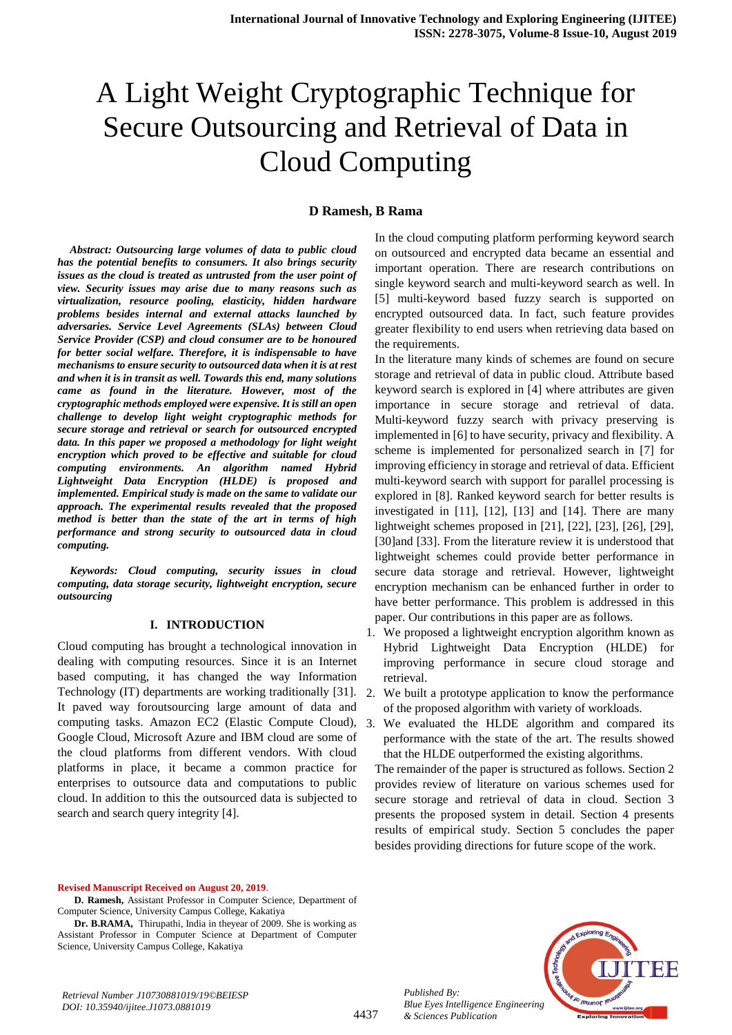# A Light Weight Cryptographic Technique for Secure Outsourcing and Retrieval of Data in Cloud Computing

**D Ramesh, B Rama**

***Abstract: Outsourcing large volumes of data to public cloud has the potential benefits to consumers. It also brings security issues as the cloud is treated as untrusted from the user point of view. Security issues may arise due to many reasons such as virtualization, resource pooling, elasticity, hidden hardware problems besides internal and external attacks launched by adversaries. Service Level Agreements (SLAs) between Cloud Service Provider (CSP) and cloud consumer are to be honoured for better social welfare. Therefore, it is indispensable to have mechanisms to ensure security to outsourced data when it is at rest and when it is in transit as well. Towards this end, many solutions came as found in the literature. However, most of the cryptographic methods employed were expensive. It is still an open challenge to develop light weight cryptographic methods for secure storage and retrieval or search for outsourced encrypted data. In this paper we proposed a methodology for light weight encryption which proved to be effective and suitable for cloud computing environments. An algorithm named Hybrid Lightweight Data Encryption (HLDE) is proposed and implemented. Empirical study is made on the same to validate our approach. The experimental results revealed that the proposed method is better than the state of the art in terms of high performance and strong security to outsourced data in cloud computing.***

***Keywords: Cloud computing, security issues in cloud computing, data storage security, lightweight encryption, secure outsourcing***

## I. INTRODUCTION

Cloud computing has brought a technological innovation in dealing with computing resources. Since it is an Internet based computing, it has changed the way Information Technology (IT) departments are working traditionally [31]. It paved way foroutsourcing large amount of data and computing tasks. Amazon EC2 (Elastic Compute Cloud), Google Cloud, Microsoft Azure and IBM cloud are some of the cloud platforms from different vendors. With cloud platforms in place, it became a common practice for enterprises to outsource data and computations to public cloud. In addition to this the outsourced data is subjected to search and search query integrity [4].

In the cloud computing platform performing keyword search on outsourced and encrypted data became an essential and important operation. There are research contributions on single keyword search and multi-keyword search as well. In [5] multi-keyword based fuzzy search is supported on encrypted outsourced data. In fact, such feature provides greater flexibility to end users when retrieving data based on the requirements.

In the literature many kinds of schemes are found on secure storage and retrieval of data in public cloud. Attribute based keyword search is explored in [4] where attributes are given importance in secure storage and retrieval of data. Multi-keyword fuzzy search with privacy preserving is implemented in [6] to have security, privacy and flexibility. A scheme is implemented for personalized search in [7] for improving efficiency in storage and retrieval of data. Efficient multi-keyword search with support for parallel processing is explored in [8]. Ranked keyword search for better results is investigated in [11], [12], [13] and [14]. There are many lightweight schemes proposed in [21], [22], [23], [26], [29], [30]and [33]. From the literature review it is understood that lightweight schemes could provide better performance in secure data storage and retrieval. However, lightweight encryption mechanism can be enhanced further in order to have better performance. This problem is addressed in this paper. Our contributions in this paper are as follows.

1. We proposed a lightweight encryption algorithm known as Hybrid Lightweight Data Encryption (HLDE) for improving performance in secure cloud storage and retrieval.
2. We built a prototype application to know the performance of the proposed algorithm with variety of workloads.
3. We evaluated the HLDE algorithm and compared its performance with the state of the art. The results showed that the HLDE outperformed the existing algorithms.

The remainder of the paper is structured as follows. Section 2 provides review of literature on various schemes used for secure storage and retrieval of data in cloud. Section 3 presents the proposed system in detail. Section 4 presents results of empirical study. Section 5 concludes the paper besides providing directions for future scope of the work.

**Revised Manuscript Received on August 20, 2019**.

**D. Ramesh,** Assistant Professor in Computer Science, Department of Computer Science, University Campus College, Kakatiya

**Dr. B.RAMA,** Thirupathi, India in theyear of 2009. She is working as Assistant Professor in Computer Science at Department of Computer Science, University Campus College, Kakatiya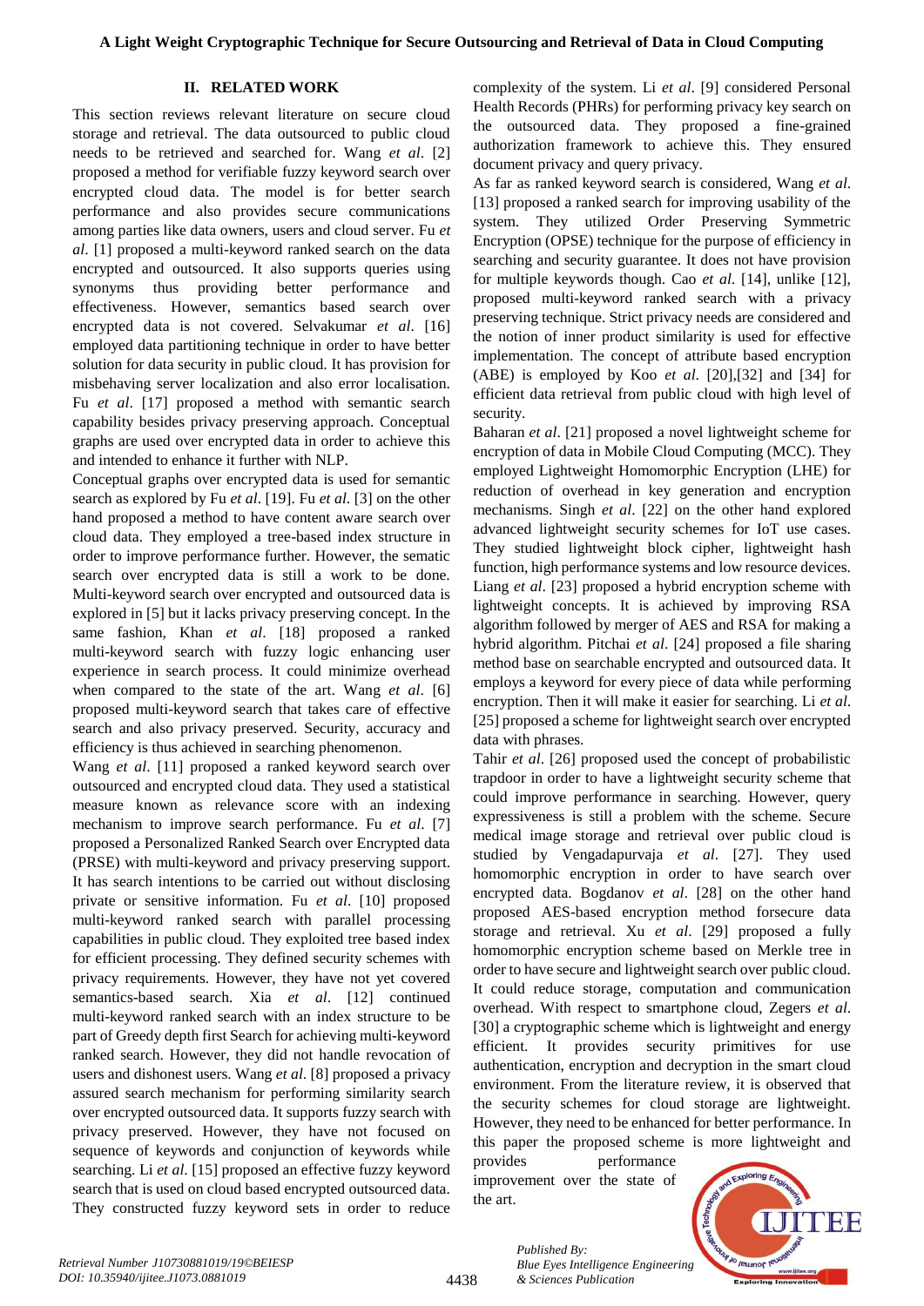## II. RELATED WORK

This section reviews relevant literature on secure cloud storage and retrieval. The data outsourced to public cloud needs to be retrieved and searched for. Wang *et al*. [2] proposed a method for verifiable fuzzy keyword search over encrypted cloud data. The model is for better search performance and also provides secure communications among parties like data owners, users and cloud server. Fu *et al*. [1] proposed a multi-keyword ranked search on the data encrypted and outsourced. It also supports queries using synonyms thus providing better performance and effectiveness. However, semantics based search over encrypted data is not covered. Selvakumar *et al*. [16] employed data partitioning technique in order to have better solution for data security in public cloud. It has provision for misbehaving server localization and also error localisation. Fu *et al*. [17] proposed a method with semantic search capability besides privacy preserving approach. Conceptual graphs are used over encrypted data in order to achieve this and intended to enhance it further with NLP.

Conceptual graphs over encrypted data is used for semantic search as explored by Fu *et al*. [19]. Fu *et al*. [3] on the other hand proposed a method to have content aware search over cloud data. They employed a tree-based index structure in order to improve performance further. However, the sematic search over encrypted data is still a work to be done. Multi-keyword search over encrypted and outsourced data is explored in [5] but it lacks privacy preserving concept. In the same fashion, Khan *et al*. [18] proposed a ranked multi-keyword search with fuzzy logic enhancing user experience in search process. It could minimize overhead when compared to the state of the art. Wang *et al*. [6] proposed multi-keyword search that takes care of effective search and also privacy preserved. Security, accuracy and efficiency is thus achieved in searching phenomenon.

Wang *et al*. [11] proposed a ranked keyword search over outsourced and encrypted cloud data. They used a statistical measure known as relevance score with an indexing mechanism to improve search performance. Fu *et al*. [7] proposed a Personalized Ranked Search over Encrypted data (PRSE) with multi-keyword and privacy preserving support. It has search intentions to be carried out without disclosing private or sensitive information. Fu *et al*. [10] proposed multi-keyword ranked search with parallel processing capabilities in public cloud. They exploited tree based index for efficient processing. They defined security schemes with privacy requirements. However, they have not yet covered semantics-based search. Xia *et al*. [12] continued multi-keyword ranked search with an index structure to be part of Greedy depth first Search for achieving multi-keyword ranked search. However, they did not handle revocation of users and dishonest users. Wang *et al*. [8] proposed a privacy assured search mechanism for performing similarity search over encrypted outsourced data. It supports fuzzy search with privacy preserved. However, they have not focused on sequence of keywords and conjunction of keywords while searching. Li *et al*. [15] proposed an effective fuzzy keyword search that is used on cloud based encrypted outsourced data. They constructed fuzzy keyword sets in order to reduce complexity of the system. Li *et al*. [9] considered Personal Health Records (PHRs) for performing privacy key search on the outsourced data. They proposed a fine-grained authorization framework to achieve this. They ensured document privacy and query privacy.

As far as ranked keyword search is considered, Wang *et al*. [13] proposed a ranked search for improving usability of the system. They utilized Order Preserving Symmetric Encryption (OPSE) technique for the purpose of efficiency in searching and security guarantee. It does not have provision for multiple keywords though. Cao *et al*. [14], unlike [12], proposed multi-keyword ranked search with a privacy preserving technique. Strict privacy needs are considered and the notion of inner product similarity is used for effective implementation. The concept of attribute based encryption (ABE) is employed by Koo *et al*. [20],[32] and [34] for efficient data retrieval from public cloud with high level of security.

Baharan *et al*. [21] proposed a novel lightweight scheme for encryption of data in Mobile Cloud Computing (MCC). They employed Lightweight Homomorphic Encryption (LHE) for reduction of overhead in key generation and encryption mechanisms. Singh *et al*. [22] on the other hand explored advanced lightweight security schemes for IoT use cases. They studied lightweight block cipher, lightweight hash function, high performance systems and low resource devices. Liang *et al*. [23] proposed a hybrid encryption scheme with lightweight concepts. It is achieved by improving RSA algorithm followed by merger of AES and RSA for making a hybrid algorithm. Pitchai *et al*. [24] proposed a file sharing method base on searchable encrypted and outsourced data. It employs a keyword for every piece of data while performing encryption. Then it will make it easier for searching. Li *et al*. [25] proposed a scheme for lightweight search over encrypted data with phrases.

Tahir *et al*. [26] proposed used the concept of probabilistic trapdoor in order to have a lightweight security scheme that could improve performance in searching. However, query expressiveness is still a problem with the scheme. Secure medical image storage and retrieval over public cloud is studied by Vengadapurvaja *et al*. [27]. They used homomorphic encryption in order to have search over encrypted data. Bogdanov *et al*. [28] on the other hand proposed AES-based encryption method forsecure data storage and retrieval. Xu *et al*. [29] proposed a fully homomorphic encryption scheme based on Merkle tree in order to have secure and lightweight search over public cloud. It could reduce storage, computation and communication overhead. With respect to smartphone cloud, Zegers *et al*. [30] a cryptographic scheme which is lightweight and energy efficient. It provides security primitives for use authentication, encryption and decryption in the smart cloud environment. From the literature review, it is observed that the security schemes for cloud storage are lightweight. However, they need to be enhanced for better performance. In this paper the proposed scheme is more lightweight and provides performance improvement over the state of the art.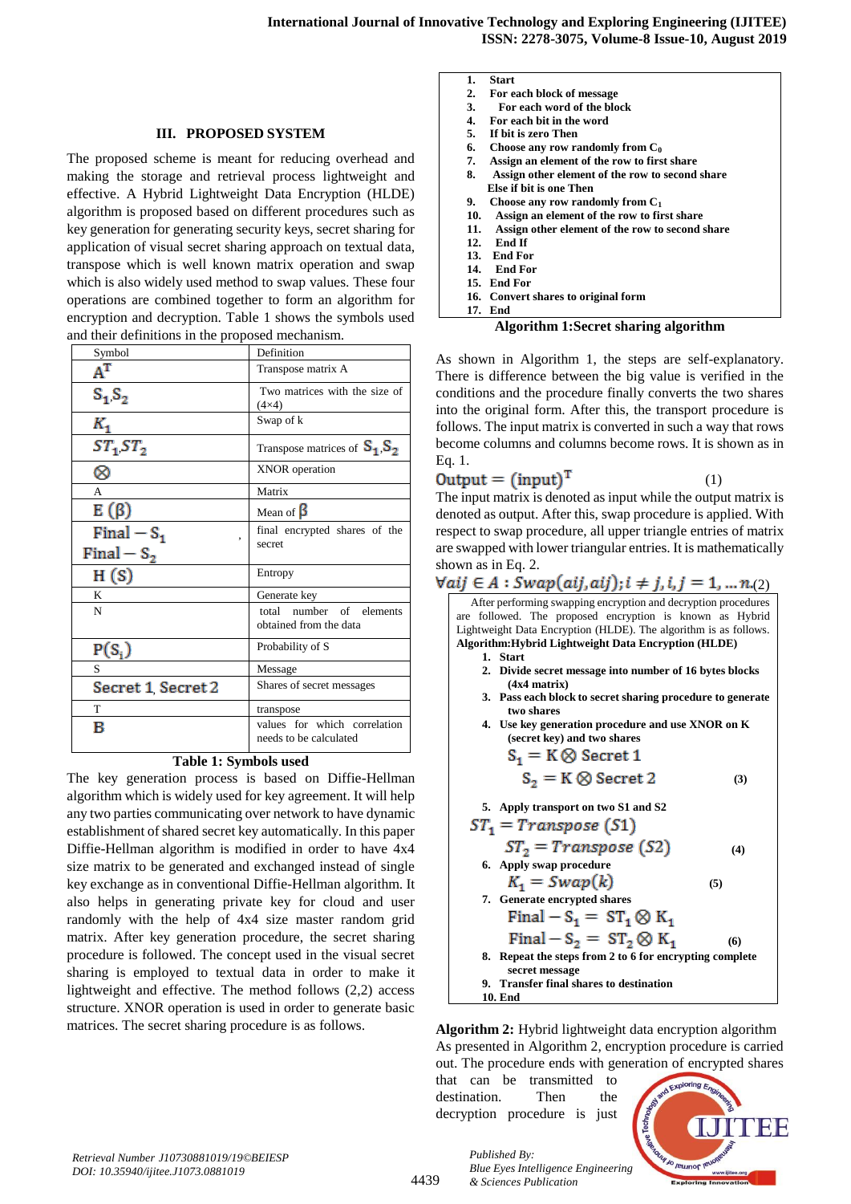## III. PROPOSED SYSTEM

The proposed scheme is meant for reducing overhead and making the storage and retrieval process lightweight and effective. A Hybrid Lightweight Data Encryption (HLDE) algorithm is proposed based on different procedures such as key generation for generating security keys, secret sharing for application of visual secret sharing approach on textual data, transpose which is well known matrix operation and swap which is also widely used method to swap values. These four operations are combined together to form an algorithm for encryption and decryption. Table 1 shows the symbols used and their definitions in the proposed mechanism.

| Symbol | Definition |
|---|---|
| $A^T$ | Transpose matrix A |
| $S_1, S_2$ | Two matrices with the size of (4×4) |
| $K_1$ | Swap of k |
| $ST_1, ST_2$ | Transpose matrices of $S_1, S_2$ |
| $\otimes$ | XNOR operation |
| A | Matrix |
| $E(\beta)$ | Mean of $\beta$ |
| $Final-S_1$, $Final-S_2$ | final encrypted shares of the secret |
| $H(S)$ | Entropy |
| K | Generate key |
| N | total number of elements obtained from the data |
| $P(S_i)$ | Probability of S |
| S | Message |
| Secret 1, Secret 2 | Shares of secret messages |
| T | transpose |
| B | values for which correlation needs to be calculated |

**Table 1: Symbols used**

The key generation process is based on Diffie-Hellman algorithm which is widely used for key agreement. It will help any two parties communicating over network to have dynamic establishment of shared secret key automatically. In this paper Diffie-Hellman algorithm is modified in order to have 4x4 size matrix to be generated and exchanged instead of single key exchange as in conventional Diffie-Hellman algorithm. It also helps in generating private key for cloud and user randomly with the help of 4x4 size master random grid matrix. After key generation procedure, the secret sharing procedure is followed. The concept used in the visual secret sharing is employed to textual data in order to make it lightweight and effective. The method follows (2,2) access structure. XNOR operation is used in order to generate basic matrices. The secret sharing procedure is as follows.

```
1.  Start
2.  For each block of message
3.    For each word of the block
4.  For each bit in the word
5.  If bit is zero Then
6.  Choose any row randomly from C0
7.  Assign an element of the row to first share
8.  Assign other element of the row to second share
    Else if bit is one Then
9.  Choose any row randomly from C1
10. Assign an element of the row to first share
11. Assign other element of the row to second share
12. End If
13. End For
14. End For
15. End For
16. Convert shares to original form
17. End
```

**Algorithm 1:Secret sharing algorithm**

As shown in Algorithm 1, the steps are self-explanatory. There is difference between the big value is verified in the conditions and the procedure finally converts the two shares into the original form. After this, the transport procedure is follows. The input matrix is converted in such a way that rows become columns and columns become rows. It is shown as in Eq. 1.

$$Output = (input)^T \quad (1)$$

The input matrix is denoted as input while the output matrix is denoted as output. After this, swap procedure is applied. With respect to swap procedure, all upper triangle entries of matrix are swapped with lower triangular entries. It is mathematically shown as in Eq. 2.

$$\forall a_{ij} \in A : Swap(a_{ij}, a_{ij}); i \neq j, i, j = 1, \ldots n. \quad (2)$$

After performing swapping encryption and decryption procedures are followed. The proposed encryption is known as Hybrid Lightweight Data Encryption (HLDE). The algorithm is as follows.

**Algorithm:Hybrid Lightweight Data Encryption (HLDE)**

1. **Start**
2. **Divide secret message into number of 16 bytes blocks (4x4 matrix)**
3. **Pass each block to secret sharing procedure to generate two shares**
4. **Use key generation procedure and use XNOR on K (secret key) and two shares**

$$S_1 = K \otimes Secret\ 1$$
$$S_2 = K \otimes Secret\ 2 \quad (3)$$

5. **Apply transport on two S1 and S2**

$$ST_1 = Transpose\ (S1)$$
$$ST_2 = Transpose\ (S2) \quad (4)$$

6. **Apply swap procedure**

$$K_1 = Swap(k) \quad (5)$$

7. **Generate encrypted shares**

$$Final - S_1 = ST_1 \otimes K_1$$
$$Final - S_2 = ST_2 \otimes K_1 \quad (6)$$

8. **Repeat the steps from 2 to 6 for encrypting complete secret message**
9. **Transfer final shares to destination**
10. **End**

**Algorithm 2:** Hybrid lightweight data encryption algorithm

As presented in Algorithm 2, encryption procedure is carried out. The procedure ends with generation of encrypted shares that can be transmitted to destination. Then the decryption procedure is just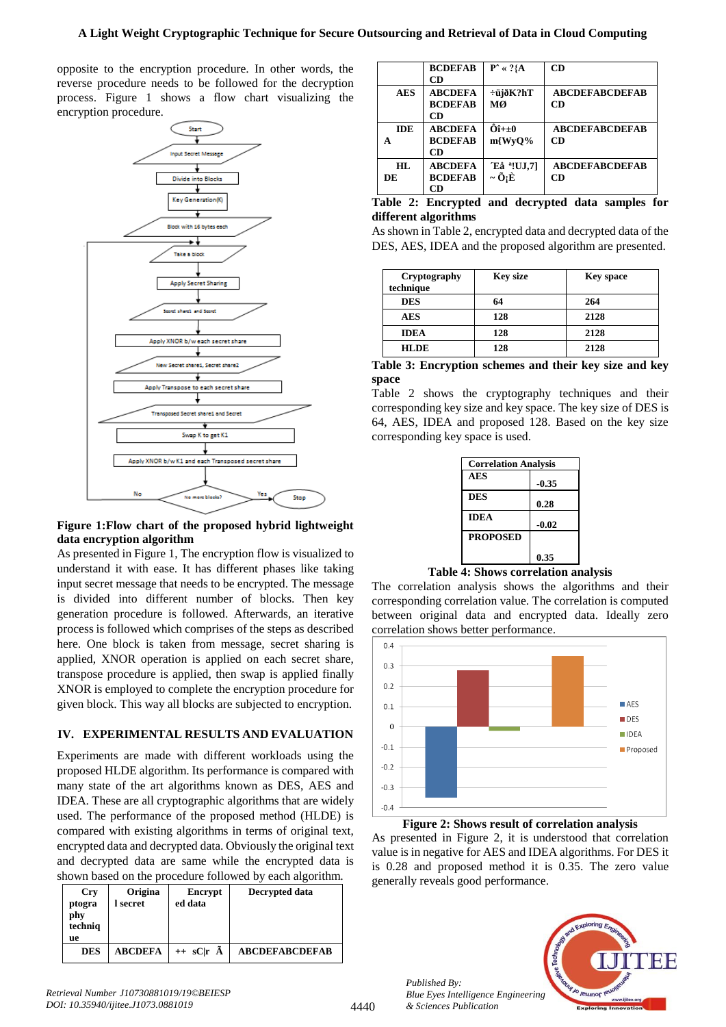opposite to the encryption procedure. In other words, the reverse procedure needs to be followed for the decryption process. Figure 1 shows a flow chart visualizing the encryption procedure.

**Figure 1:Flow chart of the proposed hybrid lightweight data encryption algorithm**

As presented in Figure 1, The encryption flow is visualized to understand it with ease. It has different phases like taking input secret message that needs to be encrypted. The message is divided into different number of blocks. Then key generation procedure is followed. Afterwards, an iterative process is followed which comprises of the steps as described here. One block is taken from message, secret sharing is applied, XNOR operation is applied on each secret share, transpose procedure is applied, then swap is applied finally XNOR is employed to complete the encryption procedure for given block. This way all blocks are subjected to encryption.

## IV. EXPERIMENTAL RESULTS AND EVALUATION

Experiments are made with different workloads using the proposed HLDE algorithm. Its performance is compared with many state of the art algorithms known as DES, AES and IDEA. These are all cryptographic algorithms that are widely used. The performance of the proposed method (HLDE) is compared with existing algorithms in terms of original text, encrypted data and decrypted data. Obviously the original text and decrypted data are same while the encrypted data is shown based on the procedure followed by each algorithm.

| Cryptography technique | Original secret | Encrypted data | Decrypted data |
|---|---|---|---|
| DES | ABCDEFA BCDEFAB CD | ++ sC\|r Ã P˄ « ?{A | ABCDEFABCDEFAB CD |
| AES | ABCDEFA BCDEFAB CD | ÷üjðK?hT MØ | ABCDEFABCDEFAB CD |
| IDEA | ABCDEFA BCDEFAB CD | Ôî+±0 m{WyQ% | ABCDEFABCDEFAB CD |
| HLDE | ABCDEFA BCDEFAB CD | ´Eå ª!UJ,7] ~ Õ¡È | ABCDEFABCDEFAB CD |

**Table 2: Encrypted and decrypted data samples for different algorithms**

As shown in Table 2, encrypted data and decrypted data of the DES, AES, IDEA and the proposed algorithm are presented.

| Cryptography technique | Key size | Key space |
|---|---|---|
| DES | 64 | 264 |
| AES | 128 | 2128 |
| IDEA | 128 | 2128 |
| HLDE | 128 | 2128 |

**Table 3: Encryption schemes and their key size and key space**

Table 2 shows the cryptography techniques and their corresponding key size and key space. The key size of DES is 64, AES, IDEA and proposed 128. Based on the key size corresponding key space is used.

| Correlation Analysis | |
|---|---|
| AES | -0.35 |
| DES | 0.28 |
| IDEA | -0.02 |
| PROPOSED | 0.35 |

**Table 4: Shows correlation analysis**

The correlation analysis shows the algorithms and their corresponding correlation value. The correlation is computed between original data and encrypted data. Ideally zero correlation shows better performance.

**Figure 2: Shows result of correlation analysis**

As presented in Figure 2, it is understood that correlation value is in negative for AES and IDEA algorithms. For DES it is 0.28 and proposed method it is 0.35. The zero value generally reveals good performance.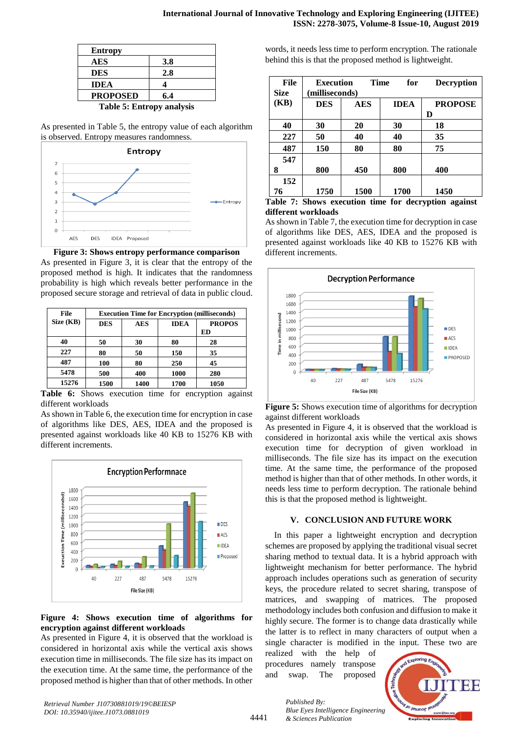| Entropy | |
|---|---|
| **AES** | **3.8** |
| **DES** | **2.8** |
| **IDEA** | **4** |
| **PROPOSED** | **6.4** |

**Table 5: Entropy analysis**

As presented in Table 5, the entropy value of each algorithm is observed. Entropy measures randomness.

**Figure 3: Shows entropy performance comparison**

As presented in Figure 3, it is clear that the entropy of the proposed method is high. It indicates that the randomness probability is high which reveals better performance in the proposed secure storage and retrieval of data in public cloud.

| File Size (KB) | Execution Time for Encryption (milliseconds) | | | |
|---|---|---|---|---|
| | DES | AES | IDEA | PROPOSED |
| 40 | 50 | 30 | 80 | 28 |
| 227 | 80 | 50 | 150 | 35 |
| 487 | 100 | 80 | 250 | 45 |
| 5478 | 500 | 400 | 1000 | 280 |
| 15276 | 1500 | 1400 | 1700 | 1050 |

**Table 6:** Shows execution time for encryption against different workloads

As shown in Table 6, the execution time for encryption in case of algorithms like DES, AES, IDEA and the proposed is presented against workloads like 40 KB to 15276 KB with different increments.

**Figure 4: Shows execution time of algorithms for encryption against different workloads**

As presented in Figure 4, it is observed that the workload is considered in horizontal axis while the vertical axis shows execution time in milliseconds. The file size has its impact on the execution time. At the same time, the performance of the proposed method is higher than that of other methods. In other words, it needs less time to perform encryption. The rationale behind this is that the proposed method is lightweight.

| File Size (KB) | Execution Time for Decryption (milliseconds) | | | |
|---|---|---|---|---|
| | DES | AES | IDEA | PROPOSED |
| 40 | 30 | 20 | 30 | 18 |
| 227 | 50 | 40 | 40 | 35 |
| 487 | 150 | 80 | 80 | 75 |
| 5478 | 800 | 450 | 800 | 400 |
| 15276 | 1750 | 1500 | 1700 | 1450 |

**Table 7: Shows execution time for decryption against different workloads**

As shown in Table 7, the execution time for decryption in case of algorithms like DES, AES, IDEA and the proposed is presented against workloads like 40 KB to 15276 KB with different increments.

**Figure 5:** Shows execution time of algorithms for decryption against different workloads

As presented in Figure 4, it is observed that the workload is considered in horizontal axis while the vertical axis shows execution time for decryption of given workload in milliseconds. The file size has its impact on the execution time. At the same time, the performance of the proposed method is higher than that of other methods. In other words, it needs less time to perform decryption. The rationale behind this is that the proposed method is lightweight.

## V. CONCLUSION AND FUTURE WORK

In this paper a lightweight encryption and decryption schemes are proposed by applying the traditional visual secret sharing method to textual data. It is a hybrid approach with lightweight mechanism for better performance. The hybrid approach includes operations such as generation of security keys, the procedure related to secret sharing, transpose of matrices, and swapping of matrices. The proposed methodology includes both confusion and diffusion to make it highly secure. The former is to change data drastically while the latter is to reflect in many characters of output when a single character is modified in the input. These two are realized with the help of procedures namely transpose and swap. The proposed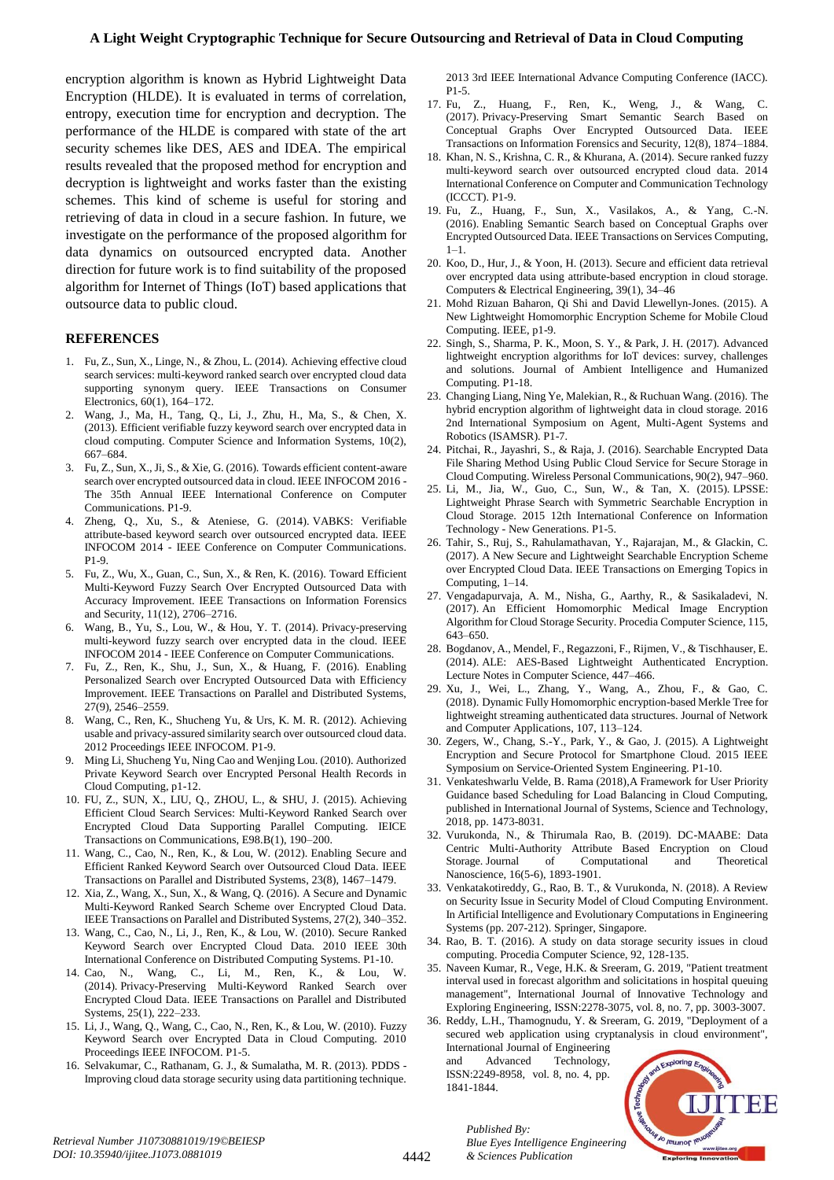encryption algorithm is known as Hybrid Lightweight Data Encryption (HLDE). It is evaluated in terms of correlation, entropy, execution time for encryption and decryption. The performance of the HLDE is compared with state of the art security schemes like DES, AES and IDEA. The empirical results revealed that the proposed method for encryption and decryption is lightweight and works faster than the existing schemes. This kind of scheme is useful for storing and retrieving of data in cloud in a secure fashion. In future, we investigate on the performance of the proposed algorithm for data dynamics on outsourced encrypted data. Another direction for future work is to find suitability of the proposed algorithm for Internet of Things (IoT) based applications that outsource data to public cloud.

## REFERENCES

1. Fu, Z., Sun, X., Linge, N., & Zhou, L. (2014). Achieving effective cloud search services: multi-keyword ranked search over encrypted cloud data supporting synonym query. IEEE Transactions on Consumer Electronics, 60(1), 164–172.
2. Wang, J., Ma, H., Tang, Q., Li, J., Zhu, H., Ma, S., & Chen, X. (2013). Efficient verifiable fuzzy keyword search over encrypted data in cloud computing. Computer Science and Information Systems, 10(2), 667–684.
3. Fu, Z., Sun, X., Ji, S., & Xie, G. (2016). Towards efficient content-aware search over encrypted outsourced data in cloud. IEEE INFOCOM 2016 - The 35th Annual IEEE International Conference on Computer Communications. P1-9.
4. Zheng, Q., Xu, S., & Ateniese, G. (2014). VABKS: Verifiable attribute-based keyword search over outsourced encrypted data. IEEE INFOCOM 2014 - IEEE Conference on Computer Communications. P1-9.
5. Fu, Z., Wu, X., Guan, C., Sun, X., & Ren, K. (2016). Toward Efficient Multi-Keyword Fuzzy Search Over Encrypted Outsourced Data with Accuracy Improvement. IEEE Transactions on Information Forensics and Security, 11(12), 2706–2716.
6. Wang, B., Yu, S., Lou, W., & Hou, Y. T. (2014). Privacy-preserving multi-keyword fuzzy search over encrypted data in the cloud. IEEE INFOCOM 2014 - IEEE Conference on Computer Communications.
7. Fu, Z., Ren, K., Shu, J., Sun, X., & Huang, F. (2016). Enabling Personalized Search over Encrypted Outsourced Data with Efficiency Improvement. IEEE Transactions on Parallel and Distributed Systems, 27(9), 2546–2559.
8. Wang, C., Ren, K., Shucheng Yu, & Urs, K. M. R. (2012). Achieving usable and privacy-assured similarity search over outsourced cloud data. 2012 Proceedings IEEE INFOCOM. P1-9.
9. Ming Li, Shucheng Yu, Ning Cao and Wenjing Lou. (2010). Authorized Private Keyword Search over Encrypted Personal Health Records in Cloud Computing, p1-12.
10. FU, Z., SUN, X., LIU, Q., ZHOU, L., & SHU, J. (2015). Achieving Efficient Cloud Search Services: Multi-Keyword Ranked Search over Encrypted Cloud Data Supporting Parallel Computing. IEICE Transactions on Communications, E98.B(1), 190–200.
11. Wang, C., Cao, N., Ren, K., & Lou, W. (2012). Enabling Secure and Efficient Ranked Keyword Search over Outsourced Cloud Data. IEEE Transactions on Parallel and Distributed Systems, 23(8), 1467–1479.
12. Xia, Z., Wang, X., Sun, X., & Wang, Q. (2016). A Secure and Dynamic Multi-Keyword Ranked Search Scheme over Encrypted Cloud Data. IEEE Transactions on Parallel and Distributed Systems, 27(2), 340–352.
13. Wang, C., Cao, N., Li, J., Ren, K., & Lou, W. (2010). Secure Ranked Keyword Search over Encrypted Cloud Data. 2010 IEEE 30th International Conference on Distributed Computing Systems. P1-10.
14. Cao, N., Wang, C., Li, M., Ren, K., & Lou, W. (2014). Privacy-Preserving Multi-Keyword Ranked Search over Encrypted Cloud Data. IEEE Transactions on Parallel and Distributed Systems, 25(1), 222–233.
15. Li, J., Wang, Q., Wang, C., Cao, N., Ren, K., & Lou, W. (2010). Fuzzy Keyword Search over Encrypted Data in Cloud Computing. 2010 Proceedings IEEE INFOCOM. P1-5.
16. Selvakumar, C., Rathanam, G. J., & Sumalatha, M. R. (2013). PDDS - Improving cloud data storage security using data partitioning technique. 2013 3rd IEEE International Advance Computing Conference (IACC). P1-5.
17. Fu, Z., Huang, F., Ren, K., Weng, J., & Wang, C. (2017). Privacy-Preserving Smart Semantic Search Based on Conceptual Graphs Over Encrypted Outsourced Data. IEEE Transactions on Information Forensics and Security, 12(8), 1874–1884.
18. Khan, N. S., Krishna, C. R., & Khurana, A. (2014). Secure ranked fuzzy multi-keyword search over outsourced encrypted cloud data. 2014 International Conference on Computer and Communication Technology (ICCCT). P1-9.
19. Fu, Z., Huang, F., Sun, X., Vasilakos, A., & Yang, C.-N. (2016). Enabling Semantic Search based on Conceptual Graphs over Encrypted Outsourced Data. IEEE Transactions on Services Computing, 1–1.
20. Koo, D., Hur, J., & Yoon, H. (2013). Secure and efficient data retrieval over encrypted data using attribute-based encryption in cloud storage. Computers & Electrical Engineering, 39(1), 34–46
21. Mohd Rizuan Baharon, Qi Shi and David Llewellyn-Jones. (2015). A New Lightweight Homomorphic Encryption Scheme for Mobile Cloud Computing. IEEE, p1-9.
22. Singh, S., Sharma, P. K., Moon, S. Y., & Park, J. H. (2017). Advanced lightweight encryption algorithms for IoT devices: survey, challenges and solutions. Journal of Ambient Intelligence and Humanized Computing. P1-18.
23. Changing Liang, Ning Ye, Malekian, R., & Ruchuan Wang. (2016). The hybrid encryption algorithm of lightweight data in cloud storage. 2016 2nd International Symposium on Agent, Multi-Agent Systems and Robotics (ISAMSR). P1-7.
24. Pitchai, R., Jayashri, S., & Raja, J. (2016). Searchable Encrypted Data File Sharing Method Using Public Cloud Service for Secure Storage in Cloud Computing. Wireless Personal Communications, 90(2), 947–960.
25. Li, M., Jia, W., Guo, C., Sun, W., & Tan, X. (2015). LPSSE: Lightweight Phrase Search with Symmetric Searchable Encryption in Cloud Storage. 2015 12th International Conference on Information Technology - New Generations. P1-5.
26. Tahir, S., Ruj, S., Rahulamathavan, Y., Rajarajan, M., & Glackin, C. (2017). A New Secure and Lightweight Searchable Encryption Scheme over Encrypted Cloud Data. IEEE Transactions on Emerging Topics in Computing, 1–14.
27. Vengadapurvaja, A. M., Nisha, G., Aarthy, R., & Sasikaladevi, N. (2017). An Efficient Homomorphic Medical Image Encryption Algorithm for Cloud Storage Security. Procedia Computer Science, 115, 643–650.
28. Bogdanov, A., Mendel, F., Regazzoni, F., Rijmen, V., & Tischhauser, E. (2014). ALE: AES-Based Lightweight Authenticated Encryption. Lecture Notes in Computer Science, 447–466.
29. Xu, J., Wei, L., Zhang, Y., Wang, A., Zhou, F., & Gao, C. (2018). Dynamic Fully Homomorphic encryption-based Merkle Tree for lightweight streaming authenticated data structures. Journal of Network and Computer Applications, 107, 113–124.
30. Zegers, W., Chang, S.-Y., Park, Y., & Gao, J. (2015). A Lightweight Encryption and Secure Protocol for Smartphone Cloud. 2015 IEEE Symposium on Service-Oriented System Engineering. P1-10.
31. Venkateshwarlu Velde, B. Rama (2018),A Framework for User Priority Guidance based Scheduling for Load Balancing in Cloud Computing, published in International Journal of Systems, Science and Technology, 2018, pp. 1473-8031.
32. Vurukonda, N., & Thirumala Rao, B. (2019). DC-MAABE: Data Centric Multi-Authority Attribute Based Encryption on Cloud Storage. Journal of Computational and Theoretical Nanoscience, 16(5-6), 1893-1901.
33. Venkatakotireddy, G., Rao, B. T., & Vurukonda, N. (2018). A Review on Security Issue in Security Model of Cloud Computing Environment. In Artificial Intelligence and Evolutionary Computations in Engineering Systems (pp. 207-212). Springer, Singapore.
34. Rao, B. T. (2016). A study on data storage security issues in cloud computing. Procedia Computer Science, 92, 128-135.
35. Naveen Kumar, R., Vege, H.K. & Sreeram, G. 2019, "Patient treatment interval used in forecast algorithm and solicitations in hospital queuing management", International Journal of Innovative Technology and Exploring Engineering, ISSN:2278-3075, vol. 8, no. 7, pp. 3003-3007.
36. Reddy, L.H., Thamognudu, Y. & Sreeram, G. 2019, "Deployment of a secured web application using cryptanalysis in cloud environment", International Journal of Engineering and Advanced Technology, ISSN:2249-8958, vol. 8, no. 4, pp. 1841-1844.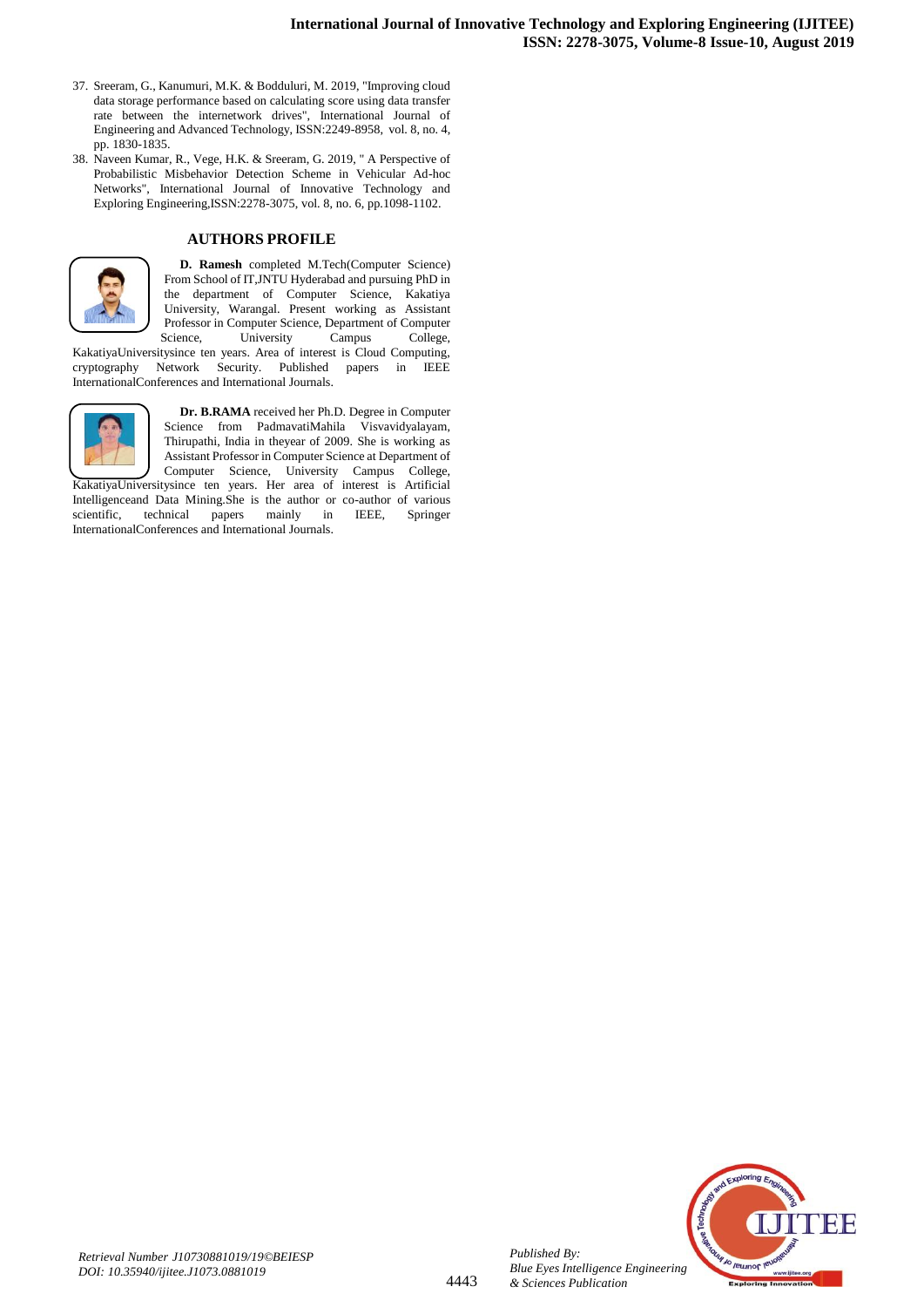37. Sreeram, G., Kanumuri, M.K. & Bodduluri, M. 2019, "Improving cloud data storage performance based on calculating score using data transfer rate between the internetwork drives", International Journal of Engineering and Advanced Technology, ISSN:2249-8958, vol. 8, no. 4, pp. 1830-1835.
38. Naveen Kumar, R., Vege, H.K. & Sreeram, G. 2019, " A Perspective of Probabilistic Misbehavior Detection Scheme in Vehicular Ad-hoc Networks", International Journal of Innovative Technology and Exploring Engineering,ISSN:2278-3075, vol. 8, no. 6, pp.1098-1102.

## AUTHORS PROFILE

**D. Ramesh** completed M.Tech(Computer Science) From School of IT,JNTU Hyderabad and pursuing PhD in the department of Computer Science, Kakatiya University, Warangal. Present working as Assistant Professor in Computer Science, Department of Computer Science, University Campus College, KakatiyaUniversitysince ten years. Area of interest is Cloud Computing, cryptography Network Security. Published papers in IEEE InternationalConferences and International Journals.

**Dr. B.RAMA** received her Ph.D. Degree in Computer Science from PadmavatiMahila Visvavidyalayam, Thirupathi, India in theyear of 2009. She is working as Assistant Professor in Computer Science at Department of Computer Science, University Campus College, KakatiyaUniversitysince ten years. Her area of interest is Artificial Intelligenceand Data Mining.She is the author or co-author of various scientific, technical papers mainly in IEEE, Springer InternationalConferences and International Journals.